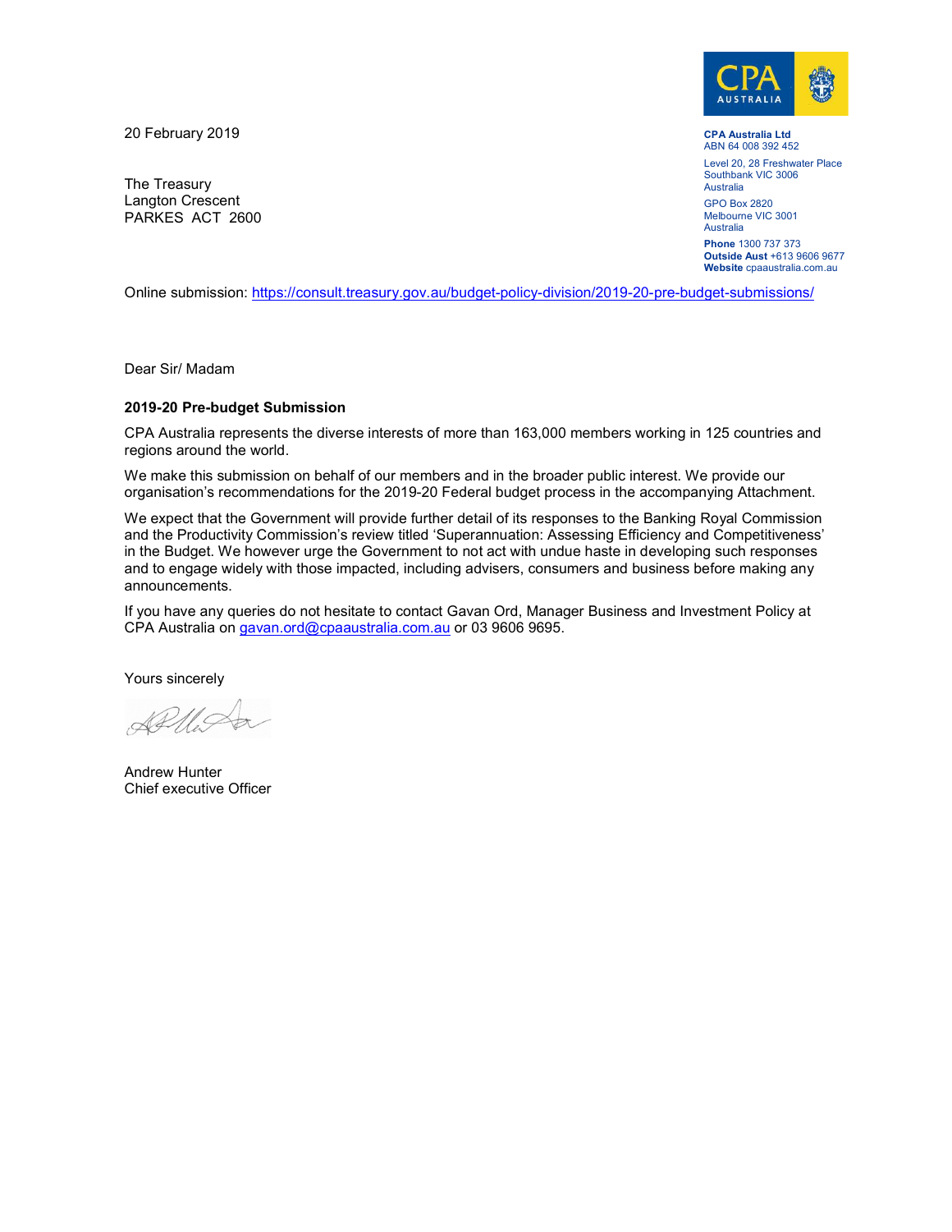20 February 2019

The Treasury
Langton Crescent
PARKES ACT 2600

**CPA Australia Ltd**
ABN 64 008 392 452

Level 20, 28 Freshwater Place
Southbank VIC 3006
Australia

GPO Box 2820
Melbourne VIC 3001
Australia

**Phone** 1300 737 373
**Outside Aust** +613 9606 9677
**Website** cpaaustralia.com.au

Online submission: https://consult.treasury.gov.au/budget-policy-division/2019-20-pre-budget-submissions/

Dear Sir/ Madam

**2019-20 Pre-budget Submission**

CPA Australia represents the diverse interests of more than 163,000 members working in 125 countries and regions around the world.

We make this submission on behalf of our members and in the broader public interest. We provide our organisation's recommendations for the 2019-20 Federal budget process in the accompanying Attachment.

We expect that the Government will provide further detail of its responses to the Banking Royal Commission and the Productivity Commission's review titled 'Superannuation: Assessing Efficiency and Competitiveness' in the Budget. We however urge the Government to not act with undue haste in developing such responses and to engage widely with those impacted, including advisers, consumers and business before making any announcements.

If you have any queries do not hesitate to contact Gavan Ord, Manager Business and Investment Policy at CPA Australia on gavan.ord@cpaaustralia.com.au or 03 9606 9695.

Yours sincerely

Andrew Hunter
Chief executive Officer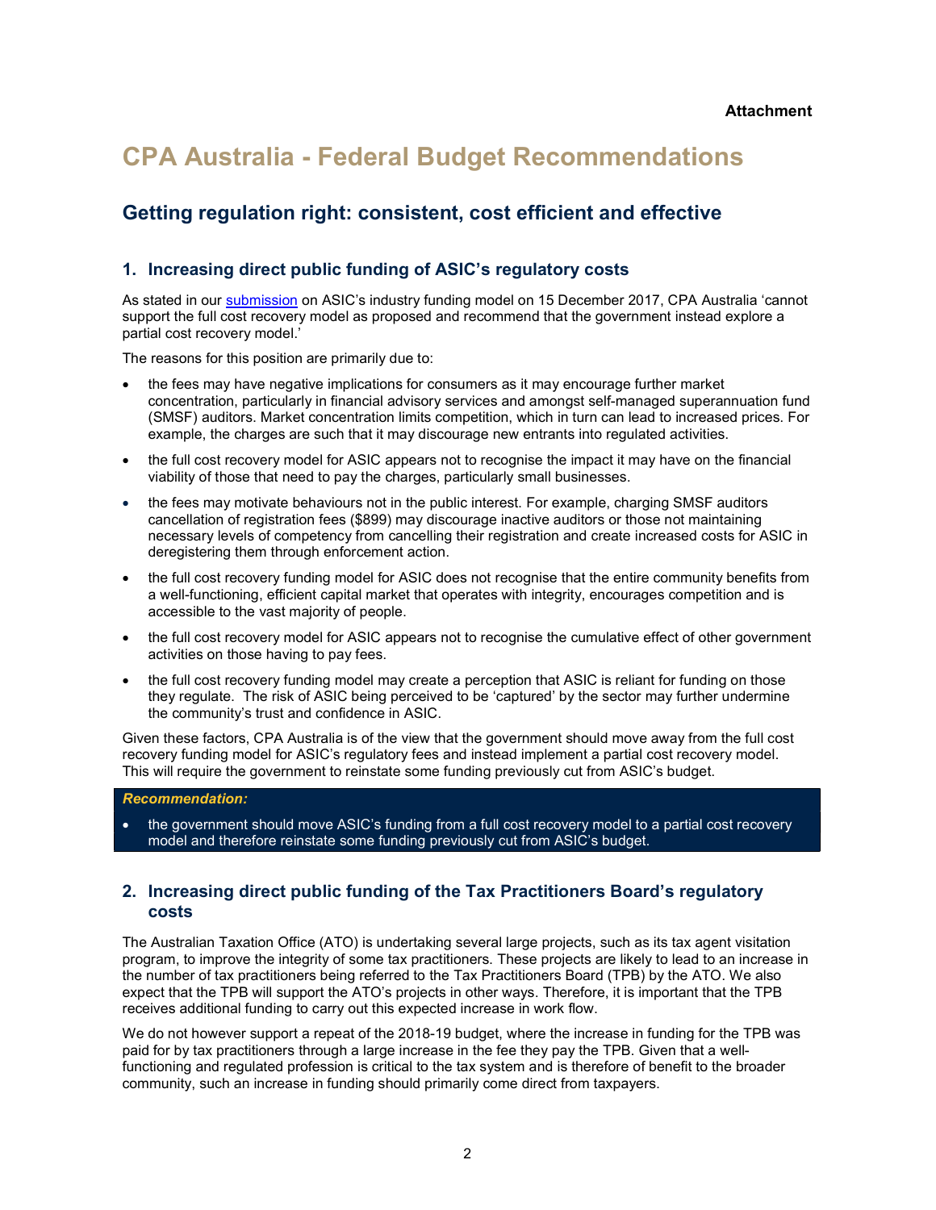Attachment

# CPA Australia - Federal Budget Recommendations

## Getting regulation right: consistent, cost efficient and effective

### 1. Increasing direct public funding of ASIC's regulatory costs

As stated in our [submission](submission) on ASIC's industry funding model on 15 December 2017, CPA Australia 'cannot support the full cost recovery model as proposed and recommend that the government instead explore a partial cost recovery model.'

The reasons for this position are primarily due to:

- the fees may have negative implications for consumers as it may encourage further market concentration, particularly in financial advisory services and amongst self-managed superannuation fund (SMSF) auditors. Market concentration limits competition, which in turn can lead to increased prices. For example, the charges are such that it may discourage new entrants into regulated activities.
- the full cost recovery model for ASIC appears not to recognise the impact it may have on the financial viability of those that need to pay the charges, particularly small businesses.
- the fees may motivate behaviours not in the public interest. For example, charging SMSF auditors cancellation of registration fees ($899) may discourage inactive auditors or those not maintaining necessary levels of competency from cancelling their registration and create increased costs for ASIC in deregistering them through enforcement action.
- the full cost recovery funding model for ASIC does not recognise that the entire community benefits from a well-functioning, efficient capital market that operates with integrity, encourages competition and is accessible to the vast majority of people.
- the full cost recovery model for ASIC appears not to recognise the cumulative effect of other government activities on those having to pay fees.
- the full cost recovery funding model may create a perception that ASIC is reliant for funding on those they regulate. The risk of ASIC being perceived to be 'captured' by the sector may further undermine the community's trust and confidence in ASIC.

Given these factors, CPA Australia is of the view that the government should move away from the full cost recovery funding model for ASIC's regulatory fees and instead implement a partial cost recovery model. This will require the government to reinstate some funding previously cut from ASIC's budget.

***Recommendation:***

- the government should move ASIC's funding from a full cost recovery model to a partial cost recovery model and therefore reinstate some funding previously cut from ASIC's budget.

### 2. Increasing direct public funding of the Tax Practitioners Board's regulatory costs

The Australian Taxation Office (ATO) is undertaking several large projects, such as its tax agent visitation program, to improve the integrity of some tax practitioners. These projects are likely to lead to an increase in the number of tax practitioners being referred to the Tax Practitioners Board (TPB) by the ATO. We also expect that the TPB will support the ATO's projects in other ways. Therefore, it is important that the TPB receives additional funding to carry out this expected increase in work flow.

We do not however support a repeat of the 2018-19 budget, where the increase in funding for the TPB was paid for by tax practitioners through a large increase in the fee they pay the TPB. Given that a well-functioning and regulated profession is critical to the tax system and is therefore of benefit to the broader community, such an increase in funding should primarily come direct from taxpayers.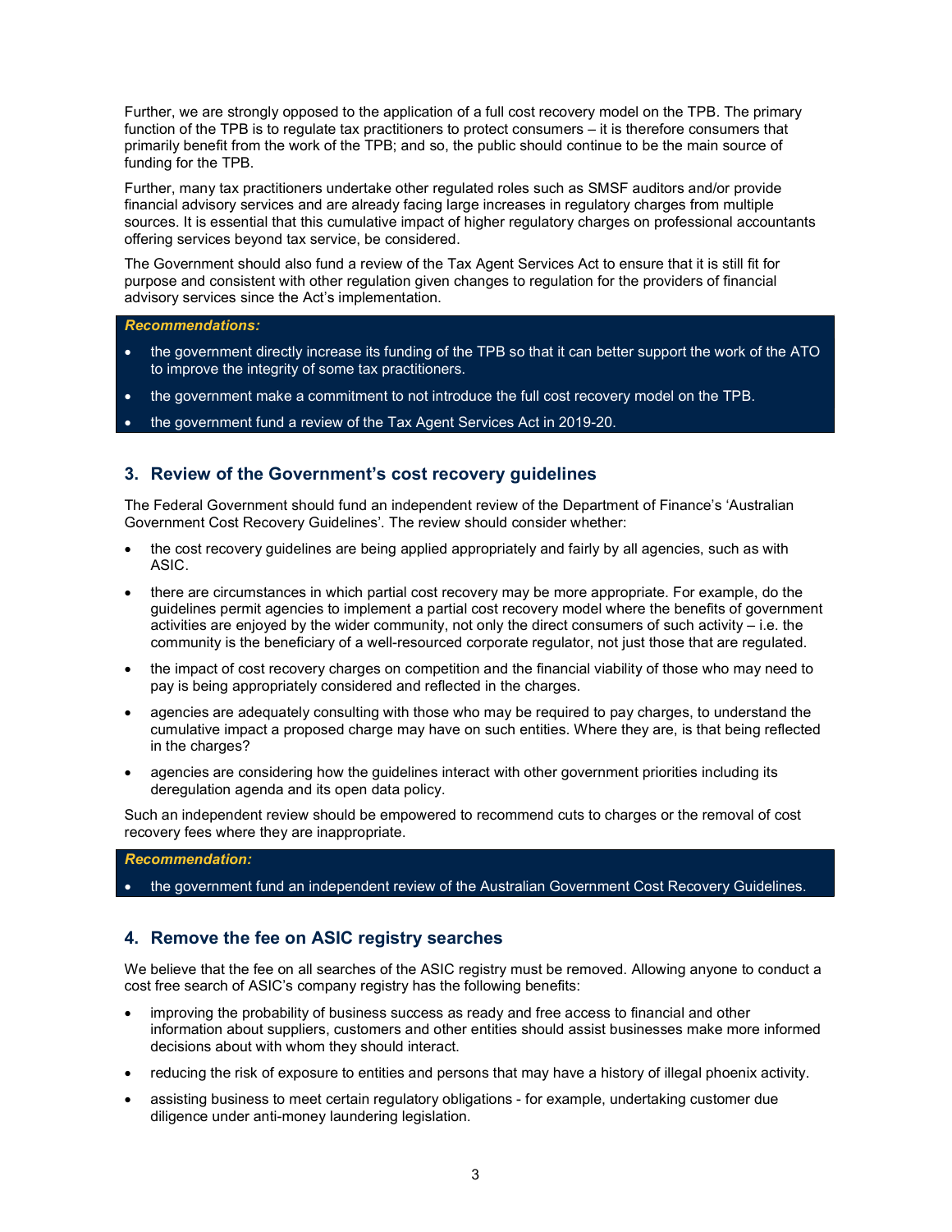Further, we are strongly opposed to the application of a full cost recovery model on the TPB. The primary function of the TPB is to regulate tax practitioners to protect consumers – it is therefore consumers that primarily benefit from the work of the TPB; and so, the public should continue to be the main source of funding for the TPB.

Further, many tax practitioners undertake other regulated roles such as SMSF auditors and/or provide financial advisory services and are already facing large increases in regulatory charges from multiple sources. It is essential that this cumulative impact of higher regulatory charges on professional accountants offering services beyond tax service, be considered.

The Government should also fund a review of the Tax Agent Services Act to ensure that it is still fit for purpose and consistent with other regulation given changes to regulation for the providers of financial advisory services since the Act's implementation.

***Recommendations:***

- the government directly increase its funding of the TPB so that it can better support the work of the ATO to improve the integrity of some tax practitioners.
- the government make a commitment to not introduce the full cost recovery model on the TPB.
- the government fund a review of the Tax Agent Services Act in 2019-20.

## 3. Review of the Government's cost recovery guidelines

The Federal Government should fund an independent review of the Department of Finance's 'Australian Government Cost Recovery Guidelines'. The review should consider whether:

- the cost recovery guidelines are being applied appropriately and fairly by all agencies, such as with ASIC.
- there are circumstances in which partial cost recovery may be more appropriate. For example, do the guidelines permit agencies to implement a partial cost recovery model where the benefits of government activities are enjoyed by the wider community, not only the direct consumers of such activity – i.e. the community is the beneficiary of a well-resourced corporate regulator, not just those that are regulated.
- the impact of cost recovery charges on competition and the financial viability of those who may need to pay is being appropriately considered and reflected in the charges.
- agencies are adequately consulting with those who may be required to pay charges, to understand the cumulative impact a proposed charge may have on such entities. Where they are, is that being reflected in the charges?
- agencies are considering how the guidelines interact with other government priorities including its deregulation agenda and its open data policy.

Such an independent review should be empowered to recommend cuts to charges or the removal of cost recovery fees where they are inappropriate.

***Recommendation:***

- the government fund an independent review of the Australian Government Cost Recovery Guidelines.

## 4. Remove the fee on ASIC registry searches

We believe that the fee on all searches of the ASIC registry must be removed. Allowing anyone to conduct a cost free search of ASIC's company registry has the following benefits:

- improving the probability of business success as ready and free access to financial and other information about suppliers, customers and other entities should assist businesses make more informed decisions about with whom they should interact.
- reducing the risk of exposure to entities and persons that may have a history of illegal phoenix activity.
- assisting business to meet certain regulatory obligations - for example, undertaking customer due diligence under anti-money laundering legislation.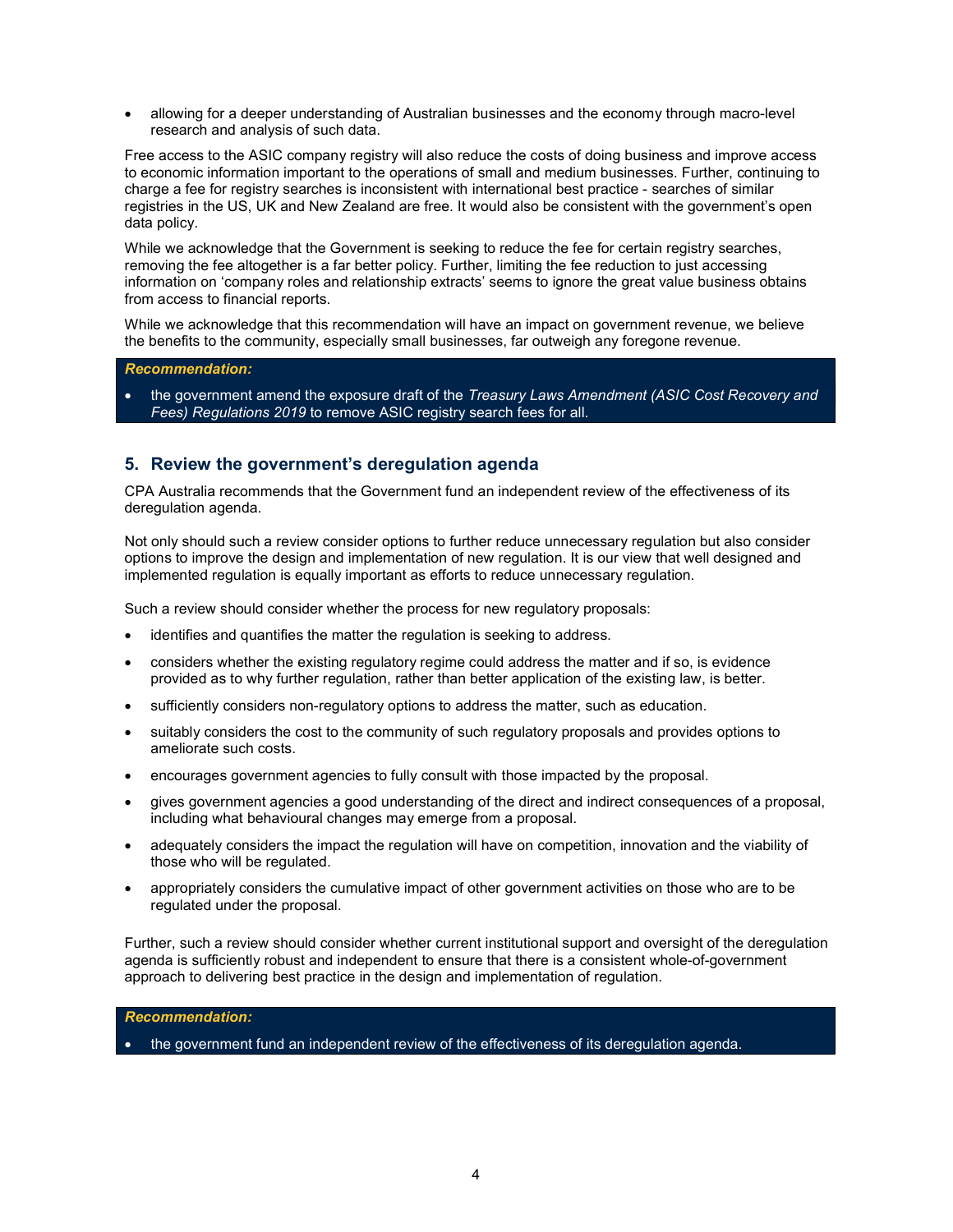- allowing for a deeper understanding of Australian businesses and the economy through macro-level research and analysis of such data.

Free access to the ASIC company registry will also reduce the costs of doing business and improve access to economic information important to the operations of small and medium businesses. Further, continuing to charge a fee for registry searches is inconsistent with international best practice - searches of similar registries in the US, UK and New Zealand are free. It would also be consistent with the government's open data policy.

While we acknowledge that the Government is seeking to reduce the fee for certain registry searches, removing the fee altogether is a far better policy. Further, limiting the fee reduction to just accessing information on 'company roles and relationship extracts' seems to ignore the great value business obtains from access to financial reports.

While we acknowledge that this recommendation will have an impact on government revenue, we believe the benefits to the community, especially small businesses, far outweigh any foregone revenue.

***Recommendation:***

- the government amend the exposure draft of the *Treasury Laws Amendment (ASIC Cost Recovery and Fees) Regulations 2019* to remove ASIC registry search fees for all.

## 5. Review the government's deregulation agenda

CPA Australia recommends that the Government fund an independent review of the effectiveness of its deregulation agenda.

Not only should such a review consider options to further reduce unnecessary regulation but also consider options to improve the design and implementation of new regulation. It is our view that well designed and implemented regulation is equally important as efforts to reduce unnecessary regulation.

Such a review should consider whether the process for new regulatory proposals:

- identifies and quantifies the matter the regulation is seeking to address.
- considers whether the existing regulatory regime could address the matter and if so, is evidence provided as to why further regulation, rather than better application of the existing law, is better.
- sufficiently considers non-regulatory options to address the matter, such as education.
- suitably considers the cost to the community of such regulatory proposals and provides options to ameliorate such costs.
- encourages government agencies to fully consult with those impacted by the proposal.
- gives government agencies a good understanding of the direct and indirect consequences of a proposal, including what behavioural changes may emerge from a proposal.
- adequately considers the impact the regulation will have on competition, innovation and the viability of those who will be regulated.
- appropriately considers the cumulative impact of other government activities on those who are to be regulated under the proposal.

Further, such a review should consider whether current institutional support and oversight of the deregulation agenda is sufficiently robust and independent to ensure that there is a consistent whole-of-government approach to delivering best practice in the design and implementation of regulation.

***Recommendation:***

- the government fund an independent review of the effectiveness of its deregulation agenda.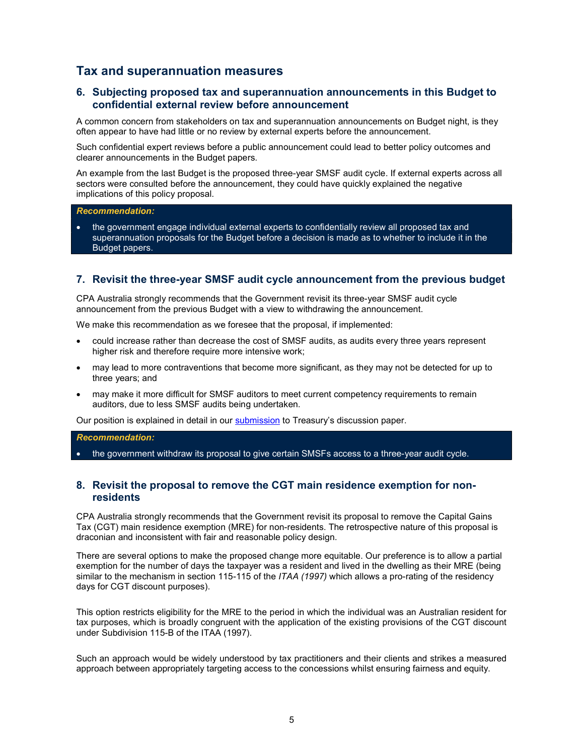## Tax and superannuation measures

### 6. Subjecting proposed tax and superannuation announcements in this Budget to confidential external review before announcement

A common concern from stakeholders on tax and superannuation announcements on Budget night, is they often appear to have had little or no review by external experts before the announcement.

Such confidential expert reviews before a public announcement could lead to better policy outcomes and clearer announcements in the Budget papers.

An example from the last Budget is the proposed three-year SMSF audit cycle. If external experts across all sectors were consulted before the announcement, they could have quickly explained the negative implications of this policy proposal.

***Recommendation:***

- the government engage individual external experts to confidentially review all proposed tax and superannuation proposals for the Budget before a decision is made as to whether to include it in the Budget papers.

### 7. Revisit the three-year SMSF audit cycle announcement from the previous budget

CPA Australia strongly recommends that the Government revisit its three-year SMSF audit cycle announcement from the previous Budget with a view to withdrawing the announcement.

We make this recommendation as we foresee that the proposal, if implemented:

- could increase rather than decrease the cost of SMSF audits, as audits every three years represent higher risk and therefore require more intensive work;
- may lead to more contraventions that become more significant, as they may not be detected for up to three years; and
- may make it more difficult for SMSF auditors to meet current competency requirements to remain auditors, due to less SMSF audits being undertaken.

Our position is explained in detail in our submission to Treasury's discussion paper.

***Recommendation:***

- the government withdraw its proposal to give certain SMSFs access to a three-year audit cycle.

### 8. Revisit the proposal to remove the CGT main residence exemption for non-residents

CPA Australia strongly recommends that the Government revisit its proposal to remove the Capital Gains Tax (CGT) main residence exemption (MRE) for non-residents. The retrospective nature of this proposal is draconian and inconsistent with fair and reasonable policy design.

There are several options to make the proposed change more equitable. Our preference is to allow a partial exemption for the number of days the taxpayer was a resident and lived in the dwelling as their MRE (being similar to the mechanism in section 115-115 of the *ITAA (1997)* which allows a pro-rating of the residency days for CGT discount purposes).

This option restricts eligibility for the MRE to the period in which the individual was an Australian resident for tax purposes, which is broadly congruent with the application of the existing provisions of the CGT discount under Subdivision 115-B of the ITAA (1997).

Such an approach would be widely understood by tax practitioners and their clients and strikes a measured approach between appropriately targeting access to the concessions whilst ensuring fairness and equity.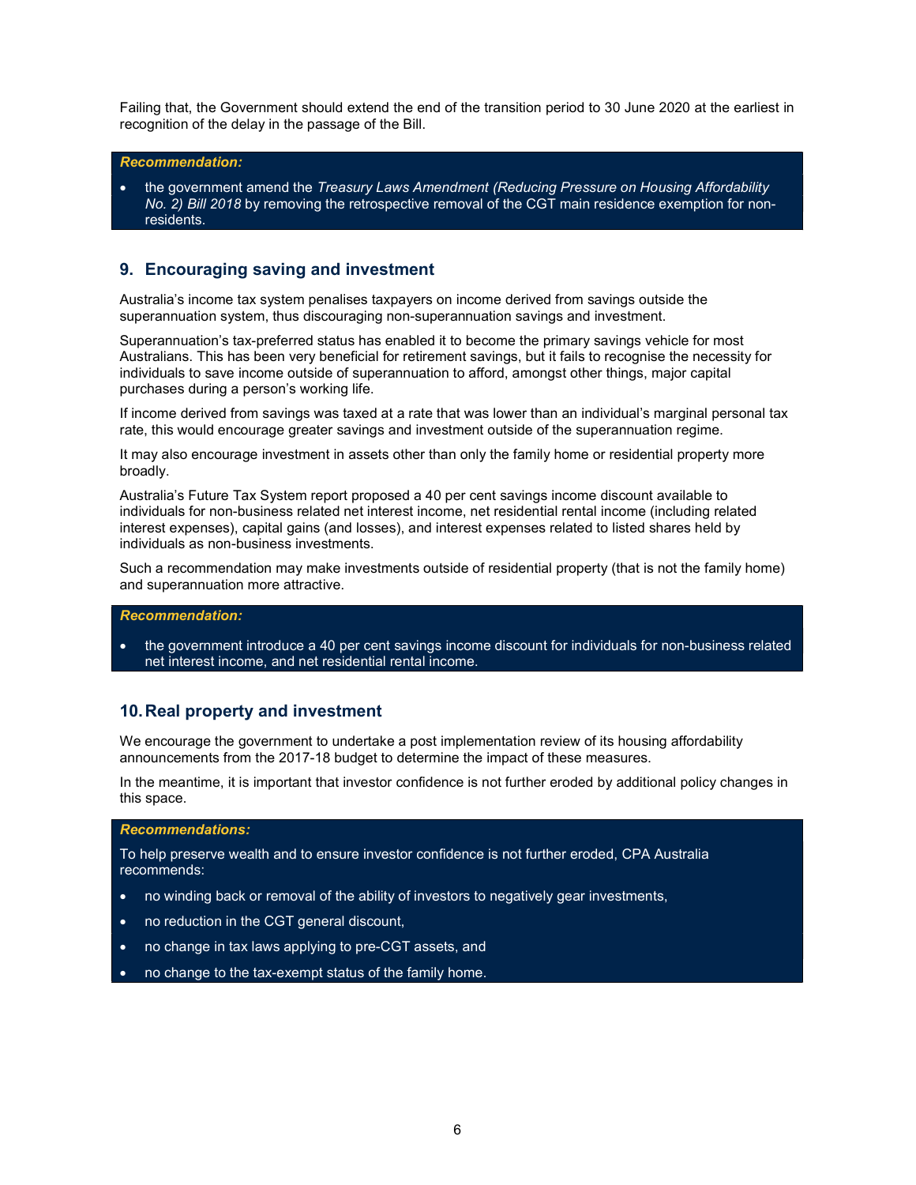Failing that, the Government should extend the end of the transition period to 30 June 2020 at the earliest in recognition of the delay in the passage of the Bill.

***Recommendation:***

- the government amend the *Treasury Laws Amendment (Reducing Pressure on Housing Affordability No. 2) Bill 2018* by removing the retrospective removal of the CGT main residence exemption for non-residents.

## 9. Encouraging saving and investment

Australia's income tax system penalises taxpayers on income derived from savings outside the superannuation system, thus discouraging non-superannuation savings and investment.

Superannuation's tax-preferred status has enabled it to become the primary savings vehicle for most Australians. This has been very beneficial for retirement savings, but it fails to recognise the necessity for individuals to save income outside of superannuation to afford, amongst other things, major capital purchases during a person's working life.

If income derived from savings was taxed at a rate that was lower than an individual's marginal personal tax rate, this would encourage greater savings and investment outside of the superannuation regime.

It may also encourage investment in assets other than only the family home or residential property more broadly.

Australia's Future Tax System report proposed a 40 per cent savings income discount available to individuals for non-business related net interest income, net residential rental income (including related interest expenses), capital gains (and losses), and interest expenses related to listed shares held by individuals as non-business investments.

Such a recommendation may make investments outside of residential property (that is not the family home) and superannuation more attractive.

***Recommendation:***

- the government introduce a 40 per cent savings income discount for individuals for non-business related net interest income, and net residential rental income.

## 10. Real property and investment

We encourage the government to undertake a post implementation review of its housing affordability announcements from the 2017-18 budget to determine the impact of these measures.

In the meantime, it is important that investor confidence is not further eroded by additional policy changes in this space.

***Recommendations:***

To help preserve wealth and to ensure investor confidence is not further eroded, CPA Australia recommends:

- no winding back or removal of the ability of investors to negatively gear investments,
- no reduction in the CGT general discount,
- no change in tax laws applying to pre-CGT assets, and
- no change to the tax-exempt status of the family home.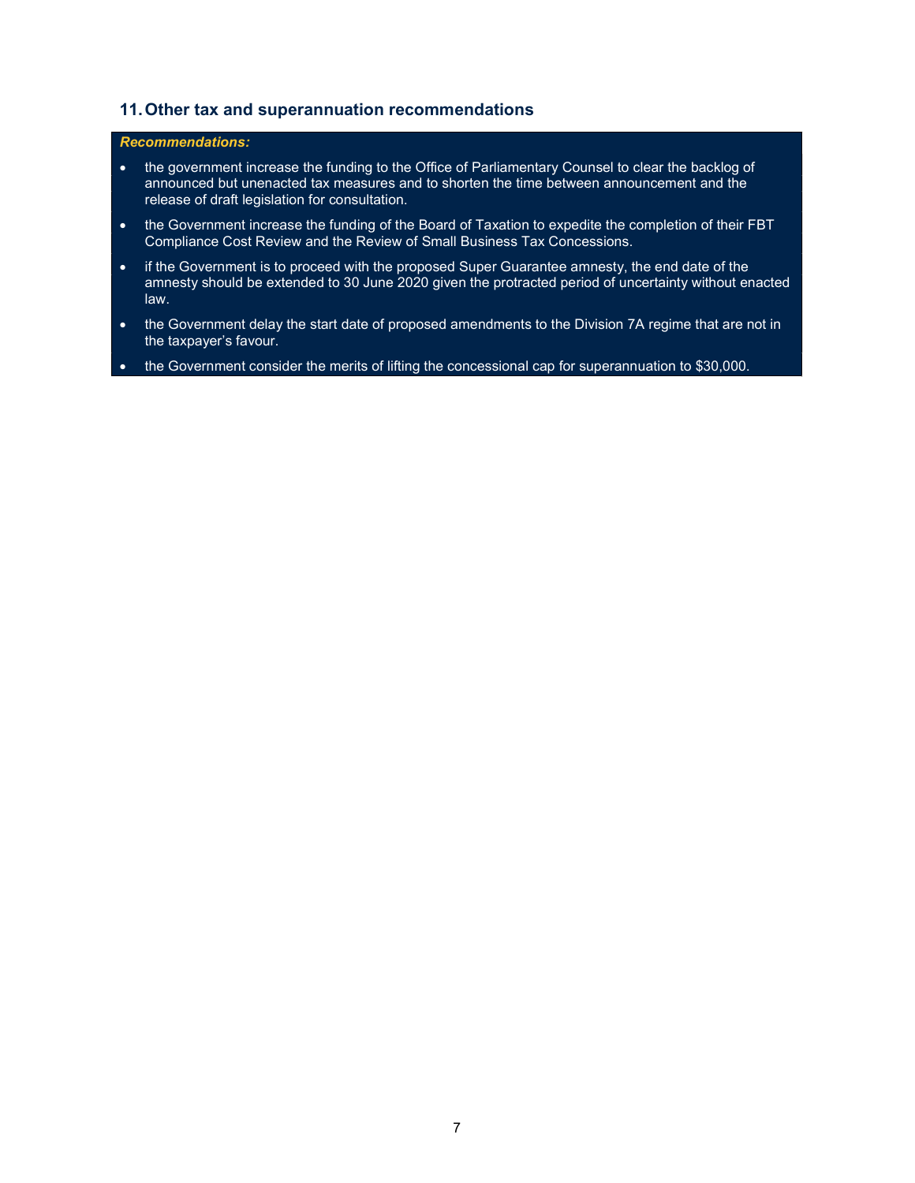## 11. Other tax and superannuation recommendations

***Recommendations:***

- the government increase the funding to the Office of Parliamentary Counsel to clear the backlog of announced but unenacted tax measures and to shorten the time between announcement and the release of draft legislation for consultation.
- the Government increase the funding of the Board of Taxation to expedite the completion of their FBT Compliance Cost Review and the Review of Small Business Tax Concessions.
- if the Government is to proceed with the proposed Super Guarantee amnesty, the end date of the amnesty should be extended to 30 June 2020 given the protracted period of uncertainty without enacted law.
- the Government delay the start date of proposed amendments to the Division 7A regime that are not in the taxpayer's favour.
- the Government consider the merits of lifting the concessional cap for superannuation to $30,000.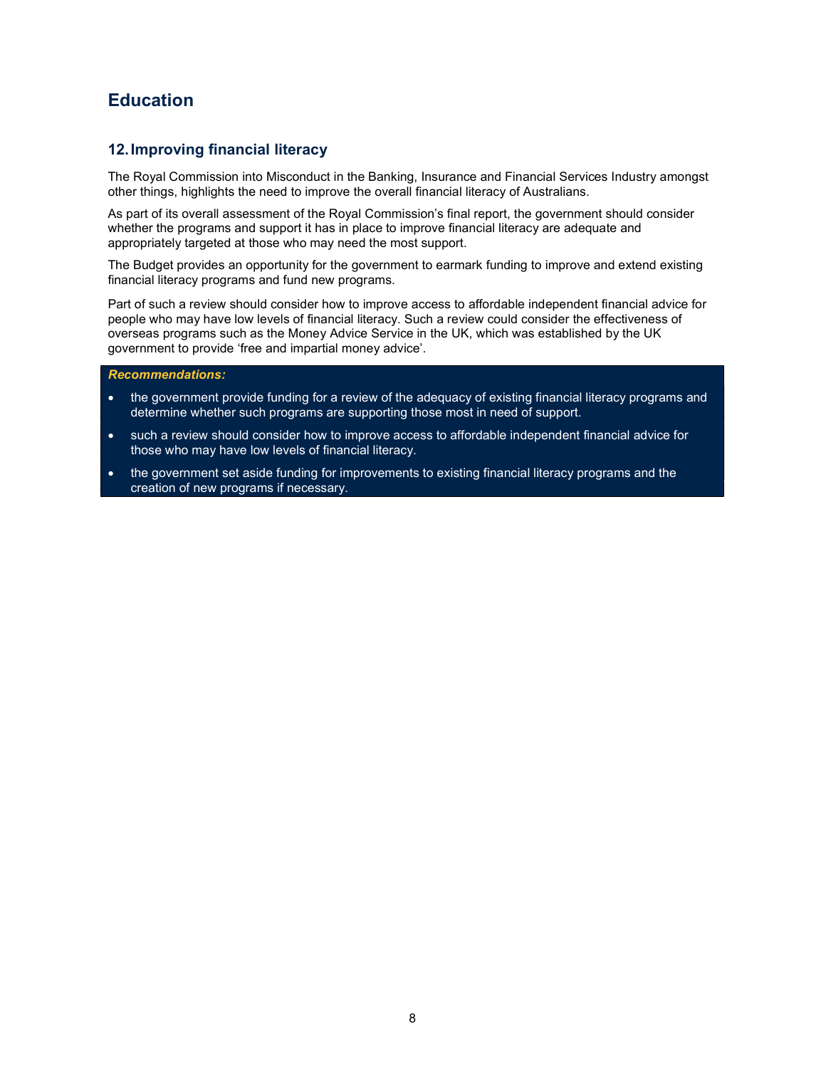# Education

## 12. Improving financial literacy

The Royal Commission into Misconduct in the Banking, Insurance and Financial Services Industry amongst other things, highlights the need to improve the overall financial literacy of Australians.

As part of its overall assessment of the Royal Commission's final report, the government should consider whether the programs and support it has in place to improve financial literacy are adequate and appropriately targeted at those who may need the most support.

The Budget provides an opportunity for the government to earmark funding to improve and extend existing financial literacy programs and fund new programs.

Part of such a review should consider how to improve access to affordable independent financial advice for people who may have low levels of financial literacy. Such a review could consider the effectiveness of overseas programs such as the Money Advice Service in the UK, which was established by the UK government to provide 'free and impartial money advice'.

***Recommendations:***

- the government provide funding for a review of the adequacy of existing financial literacy programs and determine whether such programs are supporting those most in need of support.
- such a review should consider how to improve access to affordable independent financial advice for those who may have low levels of financial literacy.
- the government set aside funding for improvements to existing financial literacy programs and the creation of new programs if necessary.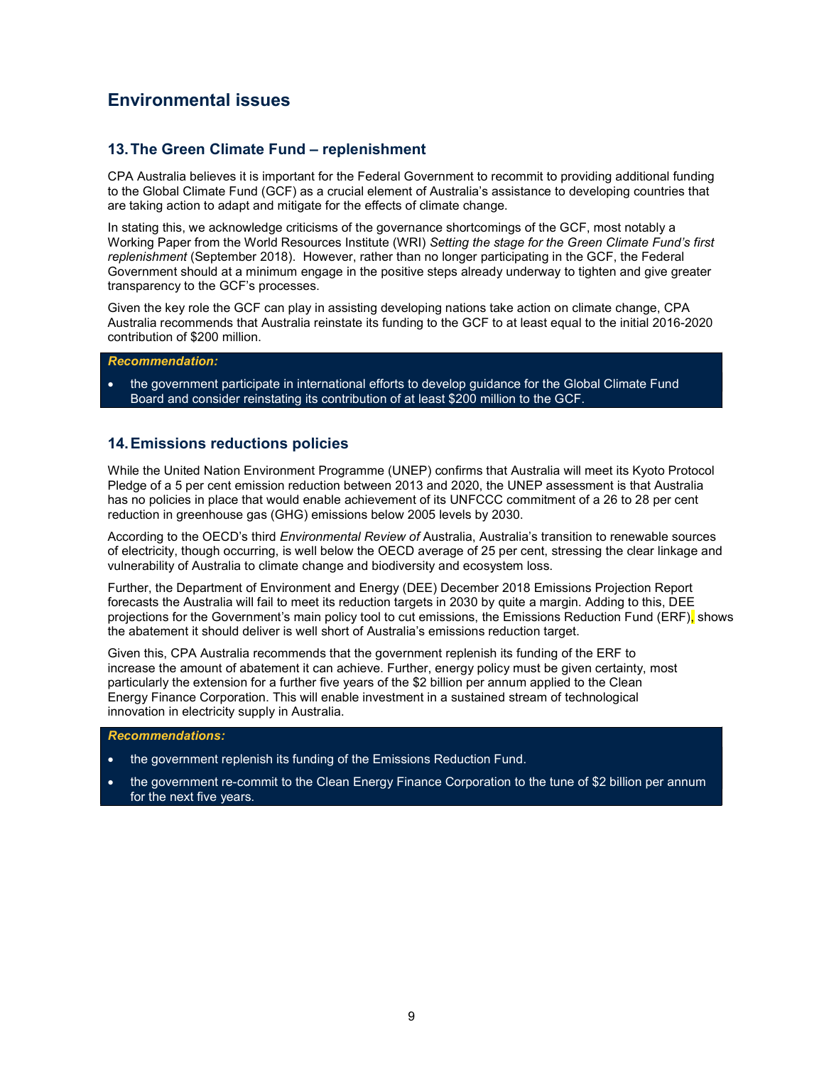# Environmental issues

## 13. The Green Climate Fund – replenishment

CPA Australia believes it is important for the Federal Government to recommit to providing additional funding to the Global Climate Fund (GCF) as a crucial element of Australia's assistance to developing countries that are taking action to adapt and mitigate for the effects of climate change.

In stating this, we acknowledge criticisms of the governance shortcomings of the GCF, most notably a Working Paper from the World Resources Institute (WRI) *Setting the stage for the Green Climate Fund's first replenishment* (September 2018). However, rather than no longer participating in the GCF, the Federal Government should at a minimum engage in the positive steps already underway to tighten and give greater transparency to the GCF's processes.

Given the key role the GCF can play in assisting developing nations take action on climate change, CPA Australia recommends that Australia reinstate its funding to the GCF to at least equal to the initial 2016-2020 contribution of $200 million.

***Recommendation:***

- the government participate in international efforts to develop guidance for the Global Climate Fund Board and consider reinstating its contribution of at least $200 million to the GCF.

## 14. Emissions reductions policies

While the United Nation Environment Programme (UNEP) confirms that Australia will meet its Kyoto Protocol Pledge of a 5 per cent emission reduction between 2013 and 2020, the UNEP assessment is that Australia has no policies in place that would enable achievement of its UNFCCC commitment of a 26 to 28 per cent reduction in greenhouse gas (GHG) emissions below 2005 levels by 2030.

According to the OECD's third *Environmental Review of* Australia, Australia's transition to renewable sources of electricity, though occurring, is well below the OECD average of 25 per cent, stressing the clear linkage and vulnerability of Australia to climate change and biodiversity and ecosystem loss.

Further, the Department of Environment and Energy (DEE) December 2018 Emissions Projection Report forecasts the Australia will fail to meet its reduction targets in 2030 by quite a margin. Adding to this, DEE projections for the Government's main policy tool to cut emissions, the Emissions Reduction Fund (ERF), shows the abatement it should deliver is well short of Australia's emissions reduction target.

Given this, CPA Australia recommends that the government replenish its funding of the ERF to increase the amount of abatement it can achieve. Further, energy policy must be given certainty, most particularly the extension for a further five years of the $2 billion per annum applied to the Clean Energy Finance Corporation. This will enable investment in a sustained stream of technological innovation in electricity supply in Australia.

***Recommendations:***

- the government replenish its funding of the Emissions Reduction Fund.
- the government re-commit to the Clean Energy Finance Corporation to the tune of $2 billion per annum for the next five years.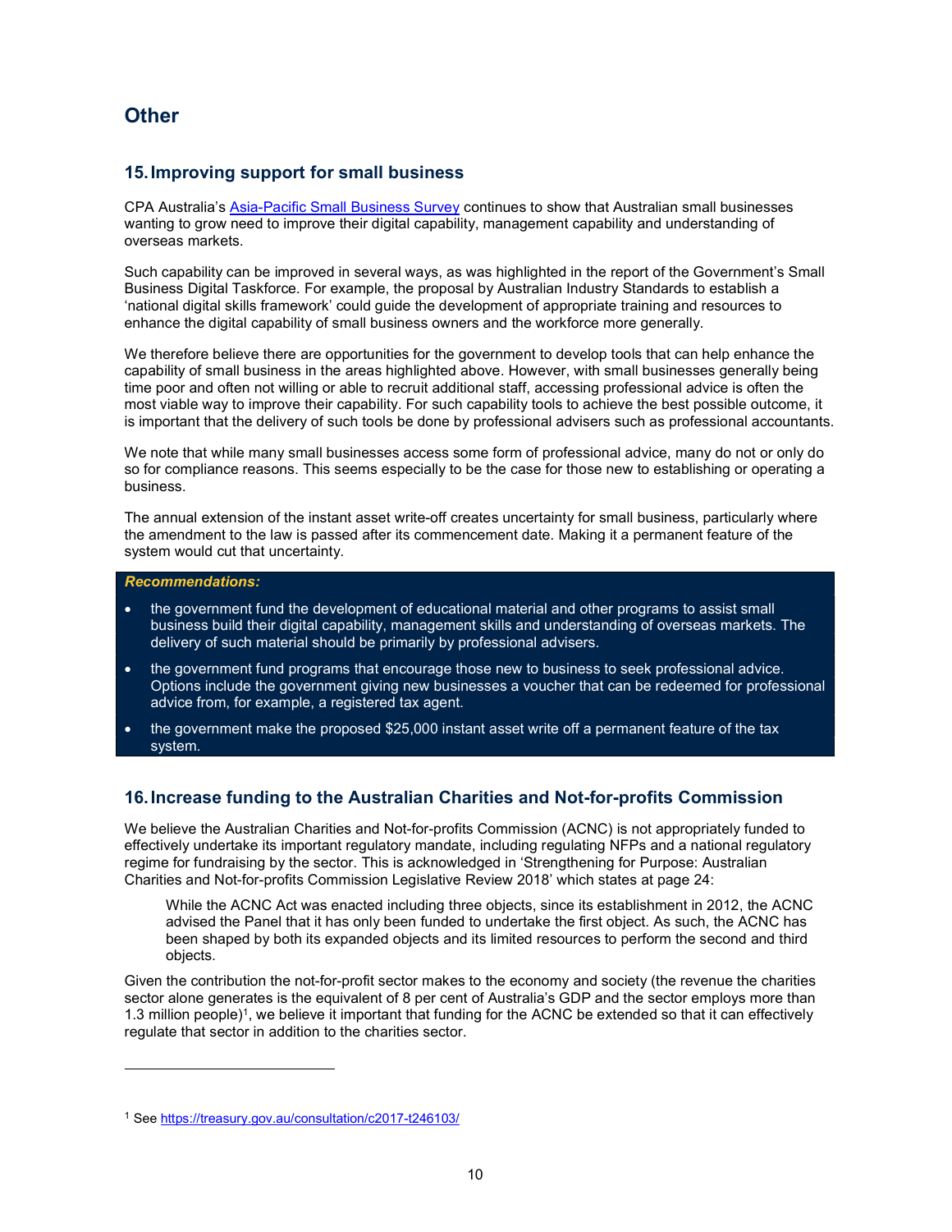## Other

### 15. Improving support for small business

CPA Australia's Asia-Pacific Small Business Survey continues to show that Australian small businesses wanting to grow need to improve their digital capability, management capability and understanding of overseas markets.

Such capability can be improved in several ways, as was highlighted in the report of the Government's Small Business Digital Taskforce. For example, the proposal by Australian Industry Standards to establish a 'national digital skills framework' could guide the development of appropriate training and resources to enhance the digital capability of small business owners and the workforce more generally.

We therefore believe there are opportunities for the government to develop tools that can help enhance the capability of small business in the areas highlighted above. However, with small businesses generally being time poor and often not willing or able to recruit additional staff, accessing professional advice is often the most viable way to improve their capability. For such capability tools to achieve the best possible outcome, it is important that the delivery of such tools be done by professional advisers such as professional accountants.

We note that while many small businesses access some form of professional advice, many do not or only do so for compliance reasons. This seems especially to be the case for those new to establishing or operating a business.

The annual extension of the instant asset write-off creates uncertainty for small business, particularly where the amendment to the law is passed after its commencement date. Making it a permanent feature of the system would cut that uncertainty.

***Recommendations:***

- the government fund the development of educational material and other programs to assist small business build their digital capability, management skills and understanding of overseas markets. The delivery of such material should be primarily by professional advisers.
- the government fund programs that encourage those new to business to seek professional advice. Options include the government giving new businesses a voucher that can be redeemed for professional advice from, for example, a registered tax agent.
- the government make the proposed $25,000 instant asset write off a permanent feature of the tax system.

### 16. Increase funding to the Australian Charities and Not-for-profits Commission

We believe the Australian Charities and Not-for-profits Commission (ACNC) is not appropriately funded to effectively undertake its important regulatory mandate, including regulating NFPs and a national regulatory regime for fundraising by the sector. This is acknowledged in 'Strengthening for Purpose: Australian Charities and Not-for-profits Commission Legislative Review 2018' which states at page 24:

> While the ACNC Act was enacted including three objects, since its establishment in 2012, the ACNC advised the Panel that it has only been funded to undertake the first object. As such, the ACNC has been shaped by both its expanded objects and its limited resources to perform the second and third objects.

Given the contribution the not-for-profit sector makes to the economy and society (the revenue the charities sector alone generates is the equivalent of 8 per cent of Australia's GDP and the sector employs more than 1.3 million people)[1], we believe it important that funding for the ACNC be extended so that it can effectively regulate that sector in addition to the charities sector.

---

[1] See https://treasury.gov.au/consultation/c2017-t246103/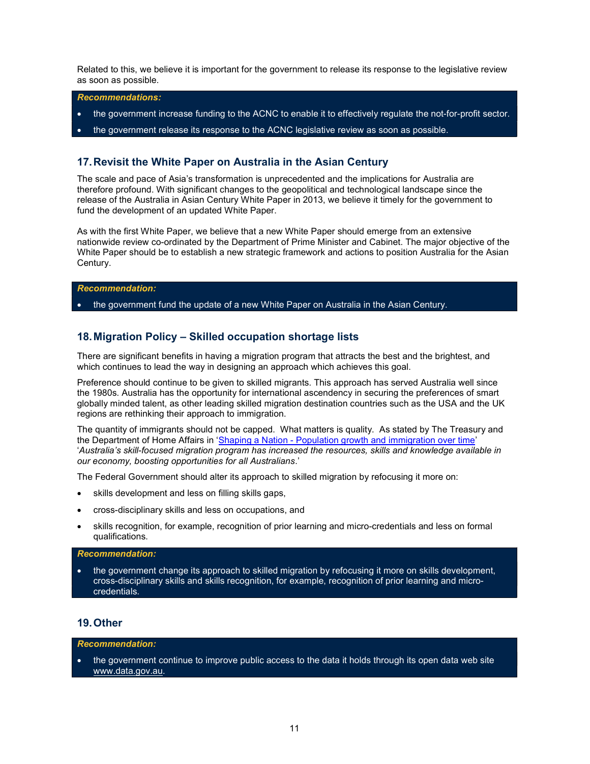Related to this, we believe it is important for the government to release its response to the legislative review as soon as possible.

***Recommendations:***

- the government increase funding to the ACNC to enable it to effectively regulate the not-for-profit sector.
- the government release its response to the ACNC legislative review as soon as possible.

## 17. Revisit the White Paper on Australia in the Asian Century

The scale and pace of Asia's transformation is unprecedented and the implications for Australia are therefore profound. With significant changes to the geopolitical and technological landscape since the release of the Australia in Asian Century White Paper in 2013, we believe it timely for the government to fund the development of an updated White Paper.

As with the first White Paper, we believe that a new White Paper should emerge from an extensive nationwide review co-ordinated by the Department of Prime Minister and Cabinet. The major objective of the White Paper should be to establish a new strategic framework and actions to position Australia for the Asian Century.

***Recommendation:***

- the government fund the update of a new White Paper on Australia in the Asian Century.

## 18. Migration Policy – Skilled occupation shortage lists

There are significant benefits in having a migration program that attracts the best and the brightest, and which continues to lead the way in designing an approach which achieves this goal.

Preference should continue to be given to skilled migrants. This approach has served Australia well since the 1980s. Australia has the opportunity for international ascendency in securing the preferences of smart globally minded talent, as other leading skilled migration destination countries such as the USA and the UK regions are rethinking their approach to immigration.

The quantity of immigrants should not be capped. What matters is quality. As stated by The Treasury and the Department of Home Affairs in '[Shaping a Nation - Population growth and immigration over time](#)' '*Australia's skill-focused migration program has increased the resources, skills and knowledge available in our economy, boosting opportunities for all Australians*.'

The Federal Government should alter its approach to skilled migration by refocusing it more on:

- skills development and less on filling skills gaps,
- cross-disciplinary skills and less on occupations, and
- skills recognition, for example, recognition of prior learning and micro-credentials and less on formal qualifications.

***Recommendation:***

- the government change its approach to skilled migration by refocusing it more on skills development, cross-disciplinary skills and skills recognition, for example, recognition of prior learning and micro-credentials.

## 19. Other

***Recommendation:***

- the government continue to improve public access to the data it holds through its open data web site www.data.gov.au.